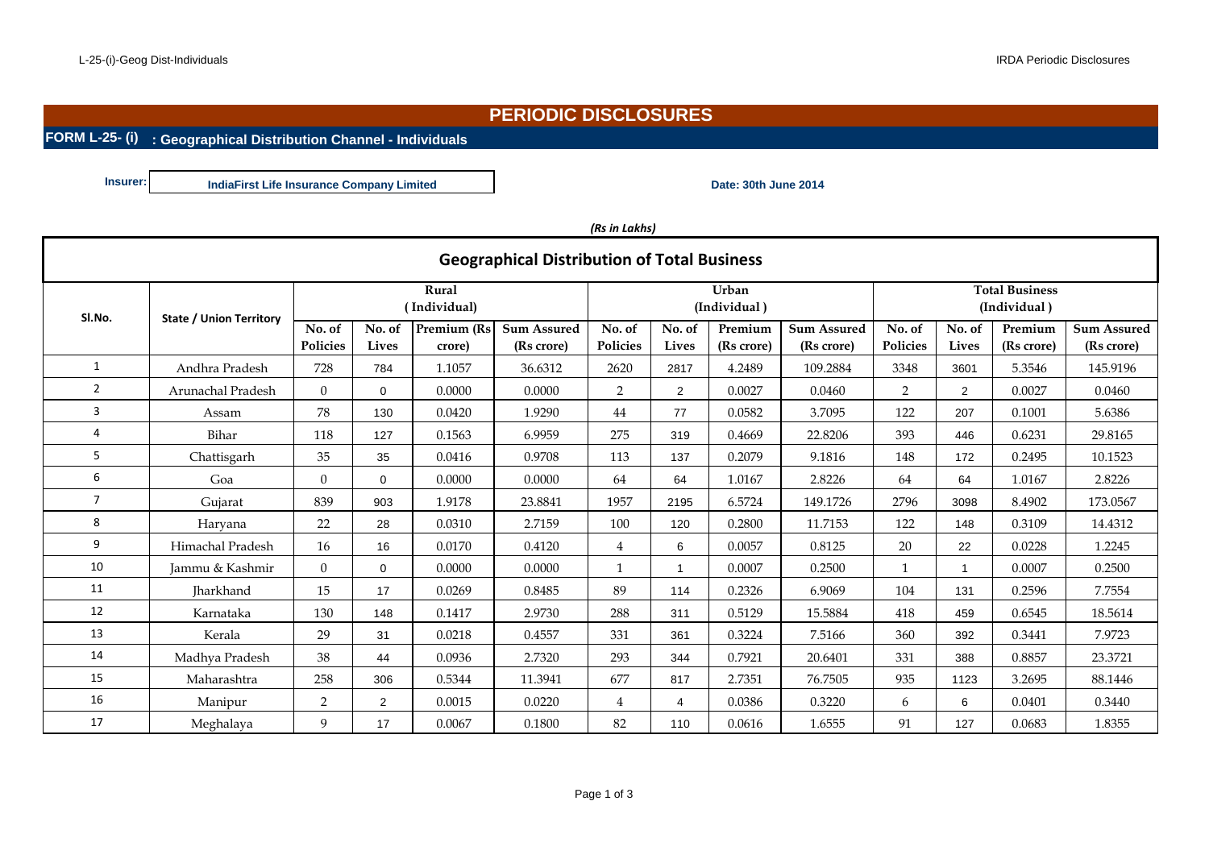# PERIODIC DISCLOSURES

## FORM L-25- (i) : Geographical Distribution Channel - Individuals

**Insurer:** IndiaFirst Life Insurance Company Limited

**Date: 30th June 2014**

*(Rs in Lakhs)*

### Geographical Distribution of Total Business

| Sl.No. | State / Union Territory | Rural (Individual) | | | | Urban (Individual) | | | | Total Business (Individual) | | | |
|---|---|---|---|---|---|---|---|---|---|---|---|---|---|
| | | No. of Policies | No. of Lives | Premium (Rs crore) | Sum Assured (Rs crore) | No. of Policies | No. of Lives | Premium (Rs crore) | Sum Assured (Rs crore) | No. of Policies | No. of Lives | Premium (Rs crore) | Sum Assured (Rs crore) |
| 1 | Andhra Pradesh | 728 | 784 | 1.1057 | 36.6312 | 2620 | 2817 | 4.2489 | 109.2884 | 3348 | 3601 | 5.3546 | 145.9196 |
| 2 | Arunachal Pradesh | 0 | 0 | 0.0000 | 0.0000 | 2 | 2 | 0.0027 | 0.0460 | 2 | 2 | 0.0027 | 0.0460 |
| 3 | Assam | 78 | 130 | 0.0420 | 1.9290 | 44 | 77 | 0.0582 | 3.7095 | 122 | 207 | 0.1001 | 5.6386 |
| 4 | Bihar | 118 | 127 | 0.1563 | 6.9959 | 275 | 319 | 0.4669 | 22.8206 | 393 | 446 | 0.6231 | 29.8165 |
| 5 | Chattisgarh | 35 | 35 | 0.0416 | 0.9708 | 113 | 137 | 0.2079 | 9.1816 | 148 | 172 | 0.2495 | 10.1523 |
| 6 | Goa | 0 | 0 | 0.0000 | 0.0000 | 64 | 64 | 1.0167 | 2.8226 | 64 | 64 | 1.0167 | 2.8226 |
| 7 | Gujarat | 839 | 903 | 1.9178 | 23.8841 | 1957 | 2195 | 6.5724 | 149.1726 | 2796 | 3098 | 8.4902 | 173.0567 |
| 8 | Haryana | 22 | 28 | 0.0310 | 2.7159 | 100 | 120 | 0.2800 | 11.7153 | 122 | 148 | 0.3109 | 14.4312 |
| 9 | Himachal Pradesh | 16 | 16 | 0.0170 | 0.4120 | 4 | 6 | 0.0057 | 0.8125 | 20 | 22 | 0.0228 | 1.2245 |
| 10 | Jammu & Kashmir | 0 | 0 | 0.0000 | 0.0000 | 1 | 1 | 0.0007 | 0.2500 | 1 | 1 | 0.0007 | 0.2500 |
| 11 | Jharkhand | 15 | 17 | 0.0269 | 0.8485 | 89 | 114 | 0.2326 | 6.9069 | 104 | 131 | 0.2596 | 7.7554 |
| 12 | Karnataka | 130 | 148 | 0.1417 | 2.9730 | 288 | 311 | 0.5129 | 15.5884 | 418 | 459 | 0.6545 | 18.5614 |
| 13 | Kerala | 29 | 31 | 0.0218 | 0.4557 | 331 | 361 | 0.3224 | 7.5166 | 360 | 392 | 0.3441 | 7.9723 |
| 14 | Madhya Pradesh | 38 | 44 | 0.0936 | 2.7320 | 293 | 344 | 0.7921 | 20.6401 | 331 | 388 | 0.8857 | 23.3721 |
| 15 | Maharashtra | 258 | 306 | 0.5344 | 11.3941 | 677 | 817 | 2.7351 | 76.7505 | 935 | 1123 | 3.2695 | 88.1446 |
| 16 | Manipur | 2 | 2 | 0.0015 | 0.0220 | 4 | 4 | 0.0386 | 0.3220 | 6 | 6 | 0.0401 | 0.3440 |
| 17 | Meghalaya | 9 | 17 | 0.0067 | 0.1800 | 82 | 110 | 0.0616 | 1.6555 | 91 | 127 | 0.0683 | 1.8355 |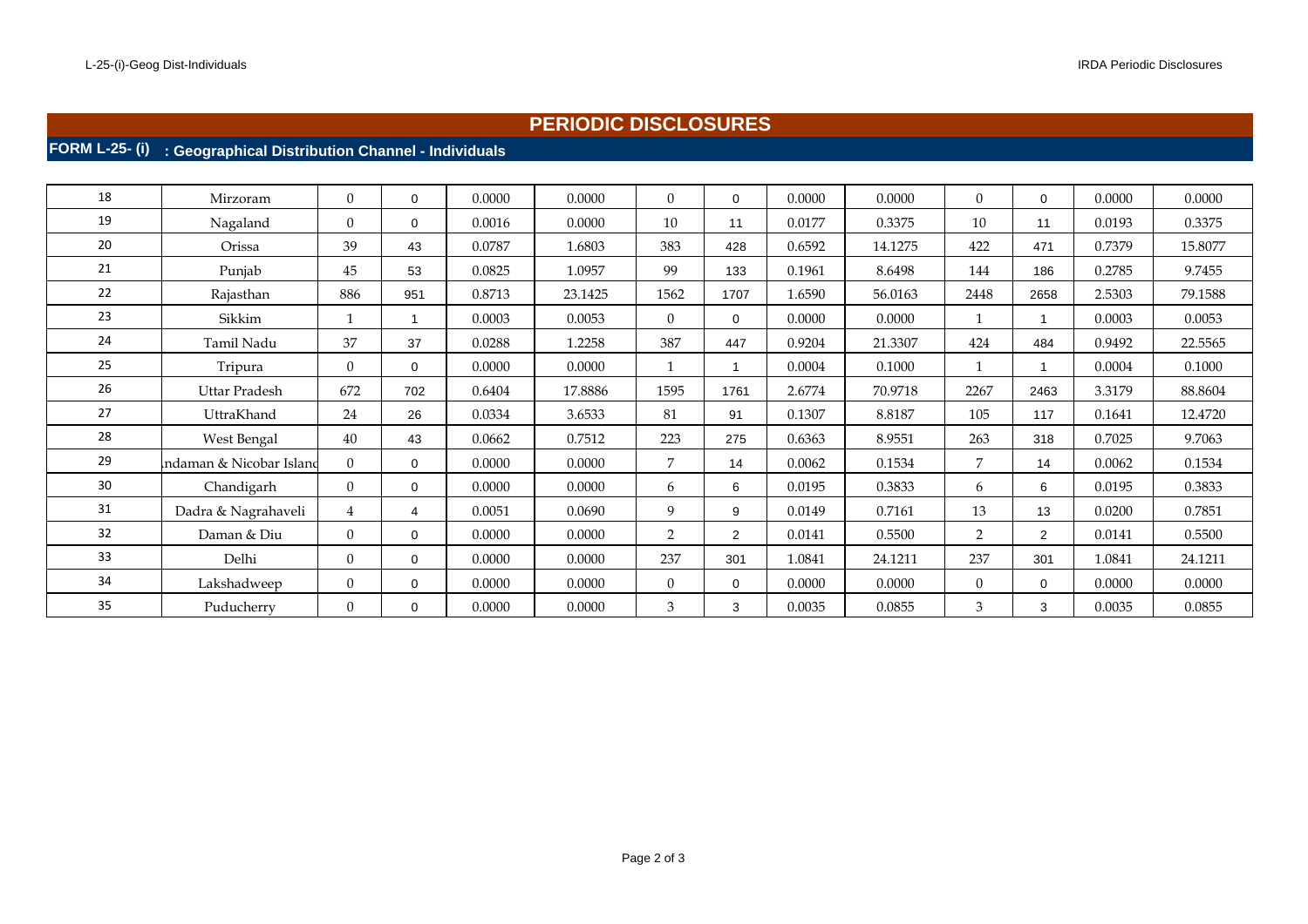# PERIODIC DISCLOSURES

## FORM L-25- (i) : Geographical Distribution Channel - Individuals

| | | | | | | | | | | | | | |
|---|---|---|---|---|---|---|---|---|---|---|---|---|---|
| 18 | Mirzoram | 0 | 0 | 0.0000 | 0.0000 | 0 | 0 | 0.0000 | 0.0000 | 0 | 0 | 0.0000 | 0.0000 |
| 19 | Nagaland | 0 | 0 | 0.0016 | 0.0000 | 10 | 11 | 0.0177 | 0.3375 | 10 | 11 | 0.0193 | 0.3375 |
| 20 | Orissa | 39 | 43 | 0.0787 | 1.6803 | 383 | 428 | 0.6592 | 14.1275 | 422 | 471 | 0.7379 | 15.8077 |
| 21 | Punjab | 45 | 53 | 0.0825 | 1.0957 | 99 | 133 | 0.1961 | 8.6498 | 144 | 186 | 0.2785 | 9.7455 |
| 22 | Rajasthan | 886 | 951 | 0.8713 | 23.1425 | 1562 | 1707 | 1.6590 | 56.0163 | 2448 | 2658 | 2.5303 | 79.1588 |
| 23 | Sikkim | 1 | 1 | 0.0003 | 0.0053 | 0 | 0 | 0.0000 | 0.0000 | 1 | 1 | 0.0003 | 0.0053 |
| 24 | Tamil Nadu | 37 | 37 | 0.0288 | 1.2258 | 387 | 447 | 0.9204 | 21.3307 | 424 | 484 | 0.9492 | 22.5565 |
| 25 | Tripura | 0 | 0 | 0.0000 | 0.0000 | 1 | 1 | 0.0004 | 0.1000 | 1 | 1 | 0.0004 | 0.1000 |
| 26 | Uttar Pradesh | 672 | 702 | 0.6404 | 17.8886 | 1595 | 1761 | 2.6774 | 70.9718 | 2267 | 2463 | 3.3179 | 88.8604 |
| 27 | UttraKhand | 24 | 26 | 0.0334 | 3.6533 | 81 | 91 | 0.1307 | 8.8187 | 105 | 117 | 0.1641 | 12.4720 |
| 28 | West Bengal | 40 | 43 | 0.0662 | 0.7512 | 223 | 275 | 0.6363 | 8.9551 | 263 | 318 | 0.7025 | 9.7063 |
| 29 | ndaman & Nicobar Island | 0 | 0 | 0.0000 | 0.0000 | 7 | 14 | 0.0062 | 0.1534 | 7 | 14 | 0.0062 | 0.1534 |
| 30 | Chandigarh | 0 | 0 | 0.0000 | 0.0000 | 6 | 6 | 0.0195 | 0.3833 | 6 | 6 | 0.0195 | 0.3833 |
| 31 | Dadra & Nagrahaveli | 4 | 4 | 0.0051 | 0.0690 | 9 | 9 | 0.0149 | 0.7161 | 13 | 13 | 0.0200 | 0.7851 |
| 32 | Daman & Diu | 0 | 0 | 0.0000 | 0.0000 | 2 | 2 | 0.0141 | 0.5500 | 2 | 2 | 0.0141 | 0.5500 |
| 33 | Delhi | 0 | 0 | 0.0000 | 0.0000 | 237 | 301 | 1.0841 | 24.1211 | 237 | 301 | 1.0841 | 24.1211 |
| 34 | Lakshadweep | 0 | 0 | 0.0000 | 0.0000 | 0 | 0 | 0.0000 | 0.0000 | 0 | 0 | 0.0000 | 0.0000 |
| 35 | Puducherry | 0 | 0 | 0.0000 | 0.0000 | 3 | 3 | 0.0035 | 0.0855 | 3 | 3 | 0.0035 | 0.0855 |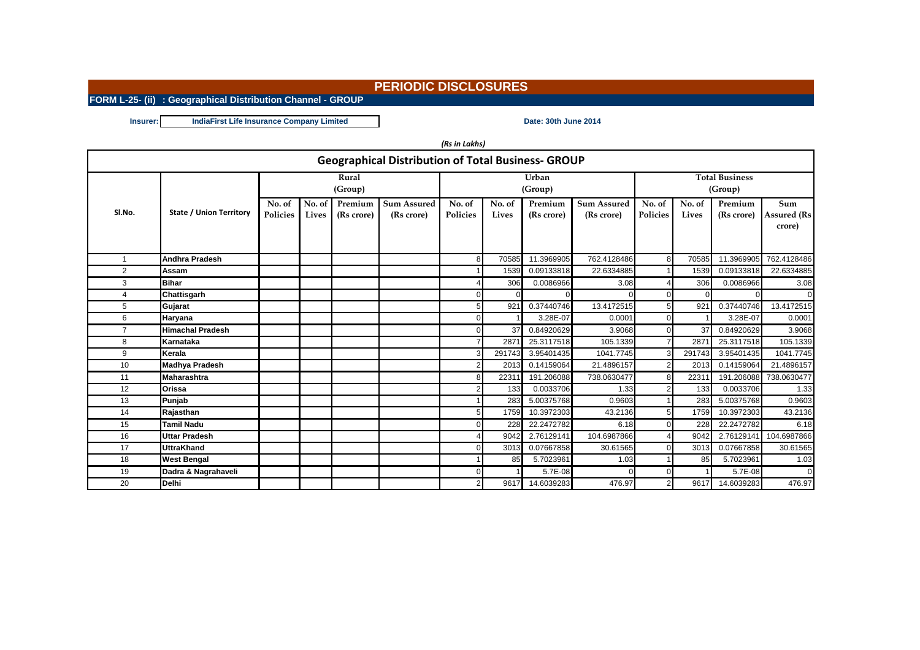# PERIODIC DISCLOSURES

**FORM L-25- (ii) : Geographical Distribution Channel - GROUP**

**Insurer:** **IndiaFirst Life Insurance Company Limited** **Date: 30th June 2014**

*(Rs in Lakhs)*

## Geographical Distribution of Total Business- GROUP

| Sl.No. | State / Union Territory | Rural (Group) | | | | Urban (Group) | | | | Total Business (Group) | | | |
|---|---|---|---|---|---|---|---|---|---|---|---|---|---|
| | | No. of Policies | No. of Lives | Premium (Rs crore) | Sum Assured (Rs crore) | No. of Policies | No. of Lives | Premium (Rs crore) | Sum Assured (Rs crore) | No. of Policies | No. of Lives | Premium (Rs crore) | Sum Assured (Rs crore) |
| 1 | **Andhra Pradesh** | | | | | 8 | 70585 | 11.3969905 | 762.4128486 | 8 | 70585 | 11.3969905 | 762.4128486 |
| 2 | **Assam** | | | | | 1 | 1539 | 0.09133818 | 22.6334885 | 1 | 1539 | 0.09133818 | 22.6334885 |
| 3 | **Bihar** | | | | | 4 | 306 | 0.0086966 | 3.08 | 4 | 306 | 0.0086966 | 3.08 |
| 4 | **Chattisgarh** | | | | | 0 | 0 | 0 | 0 | 0 | 0 | 0 | 0 |
| 5 | **Gujarat** | | | | | 5 | 921 | 0.37440746 | 13.4172515 | 5 | 921 | 0.37440746 | 13.4172515 |
| 6 | **Haryana** | | | | | 0 | 1 | 3.28E-07 | 0.0001 | 0 | 1 | 3.28E-07 | 0.0001 |
| 7 | **Himachal Pradesh** | | | | | 0 | 37 | 0.84920629 | 3.9068 | 0 | 37 | 0.84920629 | 3.9068 |
| 8 | **Karnataka** | | | | | 7 | 2871 | 25.3117518 | 105.1339 | 7 | 2871 | 25.3117518 | 105.1339 |
| 9 | **Kerala** | | | | | 3 | 291743 | 3.95401435 | 1041.7745 | 3 | 291743 | 3.95401435 | 1041.7745 |
| 10 | **Madhya Pradesh** | | | | | 2 | 2013 | 0.14159064 | 21.4896157 | 2 | 2013 | 0.14159064 | 21.4896157 |
| 11 | **Maharashtra** | | | | | 8 | 22311 | 191.206088 | 738.0630477 | 8 | 22311 | 191.206088 | 738.0630477 |
| 12 | **Orissa** | | | | | 2 | 133 | 0.0033706 | 1.33 | 2 | 133 | 0.0033706 | 1.33 |
| 13 | **Punjab** | | | | | 1 | 283 | 5.00375768 | 0.9603 | 1 | 283 | 5.00375768 | 0.9603 |
| 14 | **Rajasthan** | | | | | 5 | 1759 | 10.3972303 | 43.2136 | 5 | 1759 | 10.3972303 | 43.2136 |
| 15 | **Tamil Nadu** | | | | | 0 | 228 | 22.2472782 | 6.18 | 0 | 228 | 22.2472782 | 6.18 |
| 16 | **Uttar Pradesh** | | | | | 4 | 9042 | 2.76129141 | 104.6987866 | 4 | 9042 | 2.76129141 | 104.6987866 |
| 17 | **UttraKhand** | | | | | 0 | 3013 | 0.07667858 | 30.61565 | 0 | 3013 | 0.07667858 | 30.61565 |
| 18 | **West Bengal** | | | | | 1 | 85 | 5.7023961 | 1.03 | 1 | 85 | 5.7023961 | 1.03 |
| 19 | **Dadra & Nagrahaveli** | | | | | 0 | 1 | 5.7E-08 | 0 | 0 | 1 | 5.7E-08 | 0 |
| 20 | **Delhi** | | | | | 2 | 9617 | 14.6039283 | 476.97 | 2 | 9617 | 14.6039283 | 476.97 |